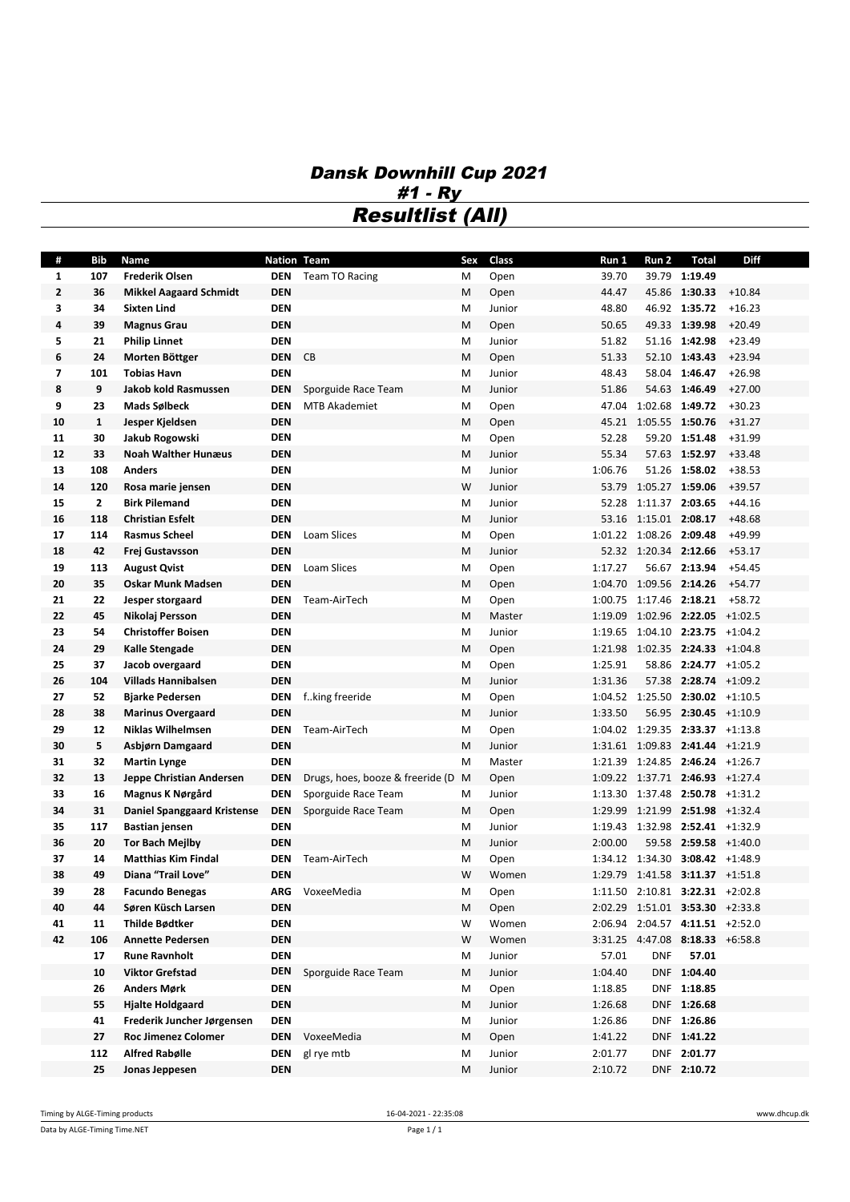# *Dansk Downhill Cup 2021*

## *#1 - Ry*

## *Resultlist (All)*

| # | Bib | Name | Nation | Team | Sex | Class | Run 1 | Run 2 | Total | Diff |
|---|---|---|---|---|---|---|---|---|---|---|
| 1 | 107 | **Frederik Olsen** | DEN | Team TO Racing | M | Open | 39.70 | 39.79 | **1:19.49** | |
| 2 | 36 | **Mikkel Aagaard Schmidt** | DEN | | M | Open | 44.47 | 45.86 | **1:30.33** | +10.84 |
| 3 | 34 | **Sixten Lind** | DEN | | M | Junior | 48.80 | 46.92 | **1:35.72** | +16.23 |
| 4 | 39 | **Magnus Grau** | DEN | | M | Open | 50.65 | 49.33 | **1:39.98** | +20.49 |
| 5 | 21 | **Philip Linnet** | DEN | | M | Junior | 51.82 | 51.16 | **1:42.98** | +23.49 |
| 6 | 24 | **Morten Böttger** | DEN | CB | M | Open | 51.33 | 52.10 | **1:43.43** | +23.94 |
| 7 | 101 | **Tobias Havn** | DEN | | M | Junior | 48.43 | 58.04 | **1:46.47** | +26.98 |
| 8 | 9 | **Jakob kold Rasmussen** | DEN | Sporguide Race Team | M | Junior | 51.86 | 54.63 | **1:46.49** | +27.00 |
| 9 | 23 | **Mads Sølbeck** | DEN | MTB Akademiet | M | Open | 47.04 | 1:02.68 | **1:49.72** | +30.23 |
| 10 | 1 | **Jesper Kjeldsen** | DEN | | M | Open | 45.21 | 1:05.55 | **1:50.76** | +31.27 |
| 11 | 30 | **Jakub Rogowski** | DEN | | M | Open | 52.28 | 59.20 | **1:51.48** | +31.99 |
| 12 | 33 | **Noah Walther Hunæus** | DEN | | M | Junior | 55.34 | 57.63 | **1:52.97** | +33.48 |
| 13 | 108 | **Anders** | DEN | | M | Junior | 1:06.76 | 51.26 | **1:58.02** | +38.53 |
| 14 | 120 | **Rosa marie jensen** | DEN | | W | Junior | 53.79 | 1:05.27 | **1:59.06** | +39.57 |
| 15 | 2 | **Birk Pilemand** | DEN | | M | Junior | 52.28 | 1:11.37 | **2:03.65** | +44.16 |
| 16 | 118 | **Christian Esfelt** | DEN | | M | Junior | 53.16 | 1:15.01 | **2:08.17** | +48.68 |
| 17 | 114 | **Rasmus Scheel** | DEN | Loam Slices | M | Open | 1:01.22 | 1:08.26 | **2:09.48** | +49.99 |
| 18 | 42 | **Frej Gustavsson** | DEN | | M | Junior | 52.32 | 1:20.34 | **2:12.66** | +53.17 |
| 19 | 113 | **August Qvist** | DEN | Loam Slices | M | Open | 1:17.27 | 56.67 | **2:13.94** | +54.45 |
| 20 | 35 | **Oskar Munk Madsen** | DEN | | M | Open | 1:04.70 | 1:09.56 | **2:14.26** | +54.77 |
| 21 | 22 | **Jesper storgaard** | DEN | Team-AirTech | M | Open | 1:00.75 | 1:17.46 | **2:18.21** | +58.72 |
| 22 | 45 | **Nikolaj Persson** | DEN | | M | Master | 1:19.09 | 1:02.96 | **2:22.05** | +1:02.5 |
| 23 | 54 | **Christoffer Boisen** | DEN | | M | Junior | 1:19.65 | 1:04.10 | **2:23.75** | +1:04.2 |
| 24 | 29 | **Kalle Stengade** | DEN | | M | Open | 1:21.98 | 1:02.35 | **2:24.33** | +1:04.8 |
| 25 | 37 | **Jacob overgaard** | DEN | | M | Open | 1:25.91 | 58.86 | **2:24.77** | +1:05.2 |
| 26 | 104 | **Villads Hannibalsen** | DEN | | M | Junior | 1:31.36 | 57.38 | **2:28.74** | +1:09.2 |
| 27 | 52 | **Bjarke Pedersen** | DEN | f..king freeride | M | Open | 1:04.52 | 1:25.50 | **2:30.02** | +1:10.5 |
| 28 | 38 | **Marinus Overgaard** | DEN | | M | Junior | 1:33.50 | 56.95 | **2:30.45** | +1:10.9 |
| 29 | 12 | **Niklas Wilhelmsen** | DEN | Team-AirTech | M | Open | 1:04.02 | 1:29.35 | **2:33.37** | +1:13.8 |
| 30 | 5 | **Asbjørn Damgaard** | DEN | | M | Junior | 1:31.61 | 1:09.83 | **2:41.44** | +1:21.9 |
| 31 | 32 | **Martin Lynge** | DEN | | M | Master | 1:21.39 | 1:24.85 | **2:46.24** | +1:26.7 |
| 32 | 13 | **Jeppe Christian Andersen** | DEN | Drugs, hoes, booze & freeride (D | M | Open | 1:09.22 | 1:37.71 | **2:46.93** | +1:27.4 |
| 33 | 16 | **Magnus K Nørgård** | DEN | Sporguide Race Team | M | Junior | 1:13.30 | 1:37.48 | **2:50.78** | +1:31.2 |
| 34 | 31 | **Daniel Spanggaard Kristense** | DEN | Sporguide Race Team | M | Open | 1:29.99 | 1:21.99 | **2:51.98** | +1:32.4 |
| 35 | 117 | **Bastian jensen** | DEN | | M | Junior | 1:19.43 | 1:32.98 | **2:52.41** | +1:32.9 |
| 36 | 20 | **Tor Bach Mejlby** | DEN | | M | Junior | 2:00.00 | 59.58 | **2:59.58** | +1:40.0 |
| 37 | 14 | **Matthias Kim Findal** | DEN | Team-AirTech | M | Open | 1:34.12 | 1:34.30 | **3:08.42** | +1:48.9 |
| 38 | 49 | **Diana "Trail Love"** | DEN | | W | Women | 1:29.79 | 1:41.58 | **3:11.37** | +1:51.8 |
| 39 | 28 | **Facundo Benegas** | ARG | VoxeeMedia | M | Open | 1:11.50 | 2:10.81 | **3:22.31** | +2:02.8 |
| 40 | 44 | **Søren Küsch Larsen** | DEN | | M | Open | 2:02.29 | 1:51.01 | **3:53.30** | +2:33.8 |
| 41 | 11 | **Thilde Bødtker** | DEN | | W | Women | 2:06.94 | 2:04.57 | **4:11.51** | +2:52.0 |
| 42 | 106 | **Annette Pedersen** | DEN | | W | Women | 3:31.25 | 4:47.08 | **8:18.33** | +6:58.8 |
| | 17 | **Rune Ravnholt** | DEN | | M | Junior | 57.01 | DNF | **57.01** | |
| | 10 | **Viktor Grefstad** | DEN | Sporguide Race Team | M | Junior | 1:04.40 | DNF | **1:04.40** | |
| | 26 | **Anders Mørk** | DEN | | M | Open | 1:18.85 | DNF | **1:18.85** | |
| | 55 | **Hjalte Holdgaard** | DEN | | M | Junior | 1:26.68 | DNF | **1:26.68** | |
| | 41 | **Frederik Juncher Jørgensen** | DEN | | M | Junior | 1:26.86 | DNF | **1:26.86** | |
| | 27 | **Roc Jimenez Colomer** | DEN | VoxeeMedia | M | Open | 1:41.22 | DNF | **1:41.22** | |
| | 112 | **Alfred Rabølle** | DEN | gl rye mtb | M | Junior | 2:01.77 | DNF | **2:01.77** | |
| | 25 | **Jonas Jeppesen** | DEN | | M | Junior | 2:10.72 | DNF | **2:10.72** | |

Timing by ALGE-Timing products — 16-04-2021 - 22:35:08 — www.dhcup.dk

Data by ALGE-Timing Time.NET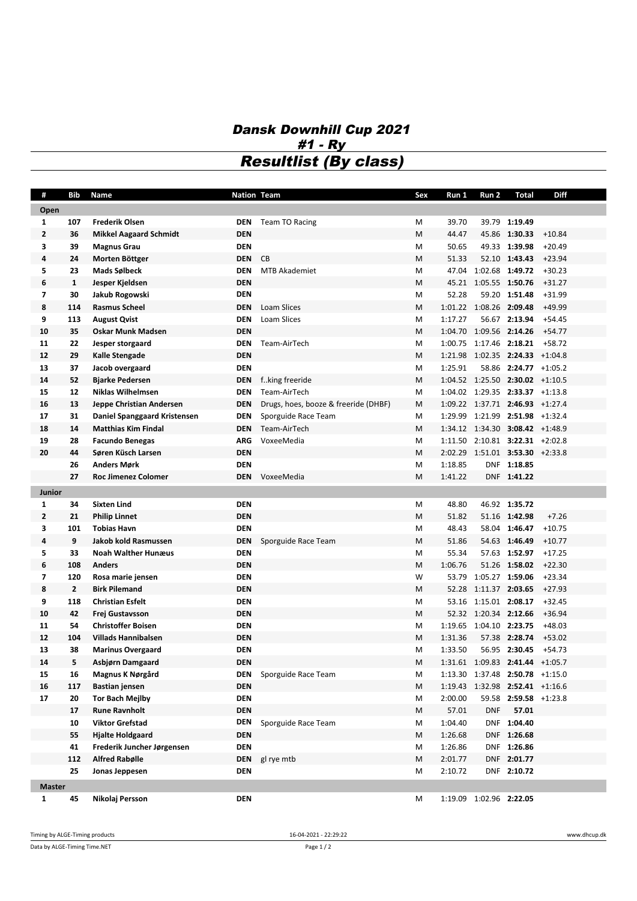# Dansk Downhill Cup 2021

## #1 - Ry

## Resultlist (By class)

| # | Bib | Name | Nation | Team | Sex | Run 1 | Run 2 | Total | Diff |
|---|---|---|---|---|---|---|---|---|---|
| **Open** | | | | | | | | | |
| 1 | 107 | **Frederik Olsen** | **DEN** | Team TO Racing | M | 39.70 | 39.79 | **1:19.49** | |
| 2 | 36 | **Mikkel Aagaard Schmidt** | **DEN** | | M | 44.47 | 45.86 | **1:30.33** | +10.84 |
| 3 | 39 | **Magnus Grau** | **DEN** | | M | 50.65 | 49.33 | **1:39.98** | +20.49 |
| 4 | 24 | **Morten Böttger** | **DEN** | CB | M | 51.33 | 52.10 | **1:43.43** | +23.94 |
| 5 | 23 | **Mads Sølbeck** | **DEN** | MTB Akademiet | M | 47.04 | 1:02.68 | **1:49.72** | +30.23 |
| 6 | 1 | **Jesper Kjeldsen** | **DEN** | | M | 45.21 | 1:05.55 | **1:50.76** | +31.27 |
| 7 | 30 | **Jakub Rogowski** | **DEN** | | M | 52.28 | 59.20 | **1:51.48** | +31.99 |
| 8 | 114 | **Rasmus Scheel** | **DEN** | Loam Slices | M | 1:01.22 | 1:08.26 | **2:09.48** | +49.99 |
| 9 | 113 | **August Qvist** | **DEN** | Loam Slices | M | 1:17.27 | 56.67 | **2:13.94** | +54.45 |
| 10 | 35 | **Oskar Munk Madsen** | **DEN** | | M | 1:04.70 | 1:09.56 | **2:14.26** | +54.77 |
| 11 | 22 | **Jesper storgaard** | **DEN** | Team-AirTech | M | 1:00.75 | 1:17.46 | **2:18.21** | +58.72 |
| 12 | 29 | **Kalle Stengade** | **DEN** | | M | 1:21.98 | 1:02.35 | **2:24.33** | +1:04.8 |
| 13 | 37 | **Jacob overgaard** | **DEN** | | M | 1:25.91 | 58.86 | **2:24.77** | +1:05.2 |
| 14 | 52 | **Bjarke Pedersen** | **DEN** | f..king freeride | M | 1:04.52 | 1:25.50 | **2:30.02** | +1:10.5 |
| 15 | 12 | **Niklas Wilhelmsen** | **DEN** | Team-AirTech | M | 1:04.02 | 1:29.35 | **2:33.37** | +1:13.8 |
| 16 | 13 | **Jeppe Christian Andersen** | **DEN** | Drugs, hoes, booze & freeride (DHBF) | M | 1:09.22 | 1:37.71 | **2:46.93** | +1:27.4 |
| 17 | 31 | **Daniel Spanggaard Kristensen** | **DEN** | Sporguide Race Team | M | 1:29.99 | 1:21.99 | **2:51.98** | +1:32.4 |
| 18 | 14 | **Matthias Kim Findal** | **DEN** | Team-AirTech | M | 1:34.12 | 1:34.30 | **3:08.42** | +1:48.9 |
| 19 | 28 | **Facundo Benegas** | **ARG** | VoxeeMedia | M | 1:11.50 | 2:10.81 | **3:22.31** | +2:02.8 |
| 20 | 44 | **Søren Küsch Larsen** | **DEN** | | M | 2:02.29 | 1:51.01 | **3:53.30** | +2:33.8 |
| | 26 | **Anders Mørk** | **DEN** | | M | 1:18.85 | DNF | **1:18.85** | |
| | 27 | **Roc Jimenez Colomer** | **DEN** | VoxeeMedia | M | 1:41.22 | DNF | **1:41.22** | |
| **Junior** | | | | | | | | | |
| 1 | 34 | **Sixten Lind** | **DEN** | | M | 48.80 | 46.92 | **1:35.72** | |
| 2 | 21 | **Philip Linnet** | **DEN** | | M | 51.82 | 51.16 | **1:42.98** | +7.26 |
| 3 | 101 | **Tobias Havn** | **DEN** | | M | 48.43 | 58.04 | **1:46.47** | +10.75 |
| 4 | 9 | **Jakob kold Rasmussen** | **DEN** | Sporguide Race Team | M | 51.86 | 54.63 | **1:46.49** | +10.77 |
| 5 | 33 | **Noah Walther Hunæus** | **DEN** | | M | 55.34 | 57.63 | **1:52.97** | +17.25 |
| 6 | 108 | **Anders** | **DEN** | | M | 1:06.76 | 51.26 | **1:58.02** | +22.30 |
| 7 | 120 | **Rosa marie jensen** | **DEN** | | W | 53.79 | 1:05.27 | **1:59.06** | +23.34 |
| 8 | 2 | **Birk Pilemand** | **DEN** | | M | 52.28 | 1:11.37 | **2:03.65** | +27.93 |
| 9 | 118 | **Christian Esfelt** | **DEN** | | M | 53.16 | 1:15.01 | **2:08.17** | +32.45 |
| 10 | 42 | **Frej Gustavsson** | **DEN** | | M | 52.32 | 1:20.34 | **2:12.66** | +36.94 |
| 11 | 54 | **Christoffer Boisen** | **DEN** | | M | 1:19.65 | 1:04.10 | **2:23.75** | +48.03 |
| 12 | 104 | **Villads Hannibalsen** | **DEN** | | M | 1:31.36 | 57.38 | **2:28.74** | +53.02 |
| 13 | 38 | **Marinus Overgaard** | **DEN** | | M | 1:33.50 | 56.95 | **2:30.45** | +54.73 |
| 14 | 5 | **Asbjørn Damgaard** | **DEN** | | M | 1:31.61 | 1:09.83 | **2:41.44** | +1:05.7 |
| 15 | 16 | **Magnus K Nørgård** | **DEN** | Sporguide Race Team | M | 1:13.30 | 1:37.48 | **2:50.78** | +1:15.0 |
| 16 | 117 | **Bastian jensen** | **DEN** | | M | 1:19.43 | 1:32.98 | **2:52.41** | +1:16.6 |
| 17 | 20 | **Tor Bach Mejlby** | **DEN** | | M | 2:00.00 | 59.58 | **2:59.58** | +1:23.8 |
| | 17 | **Rune Ravnholt** | **DEN** | | M | 57.01 | DNF | **57.01** | |
| | 10 | **Viktor Grefstad** | **DEN** | Sporguide Race Team | M | 1:04.40 | DNF | **1:04.40** | |
| | 55 | **Hjalte Holdgaard** | **DEN** | | M | 1:26.68 | DNF | **1:26.68** | |
| | 41 | **Frederik Juncher Jørgensen** | **DEN** | | M | 1:26.86 | DNF | **1:26.86** | |
| | 112 | **Alfred Rabølle** | **DEN** | gl rye mtb | M | 2:01.77 | DNF | **2:01.77** | |
| | 25 | **Jonas Jeppesen** | **DEN** | | M | 2:10.72 | DNF | **2:10.72** | |
| **Master** | | | | | | | | | |
| 1 | 45 | **Nikolaj Persson** | **DEN** | | M | 1:19.09 | 1:02.96 | **2:22.05** | |

Timing by ALGE-Timing products — 16-04-2021 - 22:29:22 — www.dhcup.dk

Data by ALGE-Timing Time.NET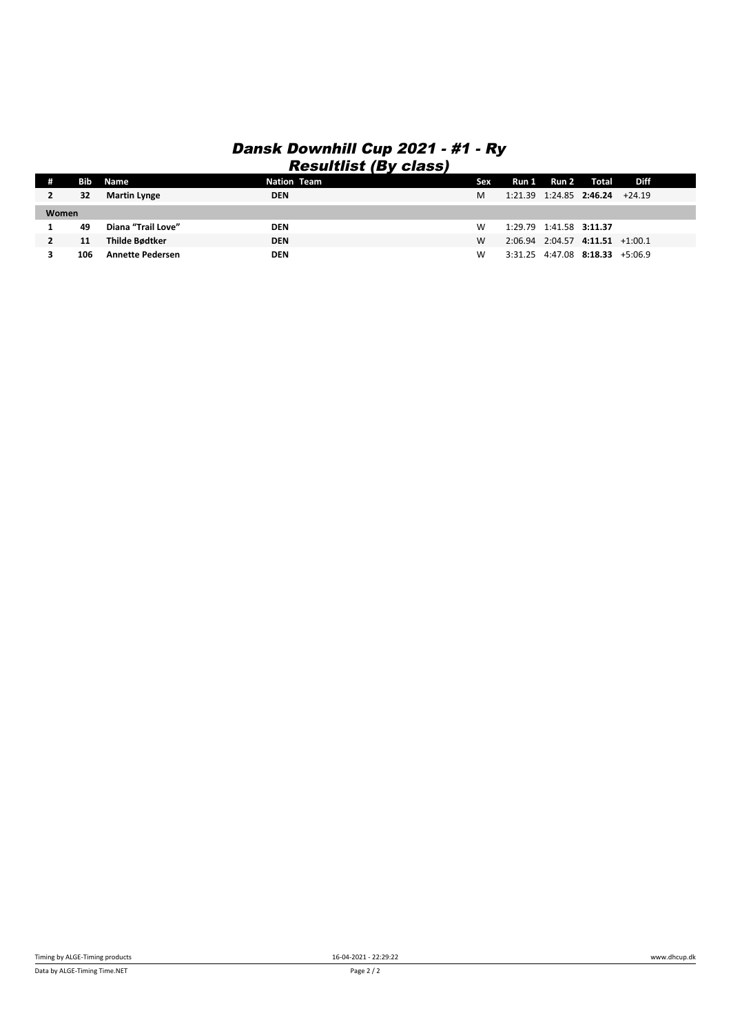# *Dansk Downhill Cup 2021 - #1 - Ry*

## *Resultlist (By class)*

| # | Bib | Name | Nation | Team | Sex | Run 1 | Run 2 | Total | Diff |
|---|---|---|---|---|---|---|---|---|---|
| 2 | 32 | **Martin Lynge** | DEN | | M | 1:21.39 | 1:24.85 | **2:46.24** | +24.19 |
| **Women** | | | | | | | | | |
| 1 | 49 | **Diana "Trail Love"** | DEN | | W | 1:29.79 | 1:41.58 | **3:11.37** | |
| 2 | 11 | **Thilde Bødtker** | DEN | | W | 2:06.94 | 2:04.57 | **4:11.51** | +1:00.1 |
| 3 | 106 | **Annette Pedersen** | DEN | | W | 3:31.25 | 4:47.08 | **8:18.33** | +5:06.9 |

Timing by ALGE-Timing products | 16-04-2021 - 22:29:22 | www.dhcup.dk

Data by ALGE-Timing Time.NET